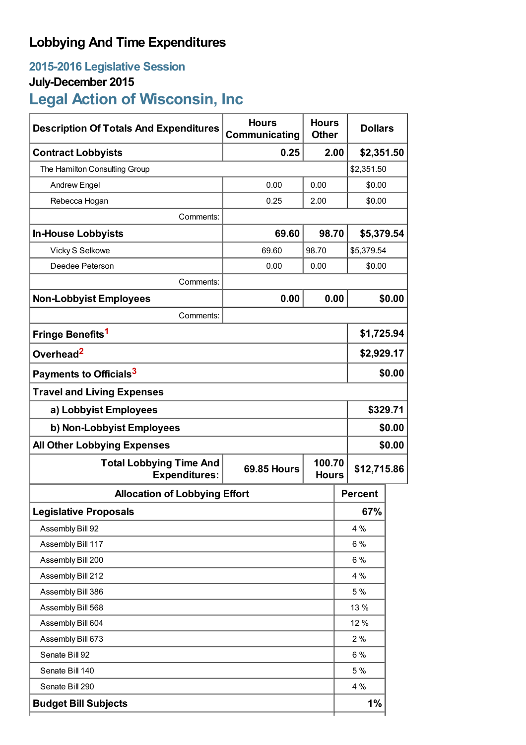# Lobbying And Time Expenditures

## 2015-2016 Legislative Session

### July-December 2015

## Legal Action of Wisconsin, Inc

| Description Of Totals And Expenditures | Hours Communicating | Hours Other | Dollars |
|---|---|---|---|
| **Contract Lobbyists** | **0.25** | **2.00** | **$2,351.50** |
| The Hamilton Consulting Group | | | $2,351.50 |
| Andrew Engel | 0.00 | 0.00 | $0.00 |
| Rebecca Hogan | 0.25 | 2.00 | $0.00 |
| Comments: | | | |
| **In-House Lobbyists** | **69.60** | **98.70** | **$5,379.54** |
| Vicky S Selkowe | 69.60 | 98.70 | $5,379.54 |
| Deedee Peterson | 0.00 | 0.00 | $0.00 |
| Comments: | | | |
| **Non-Lobbyist Employees** | **0.00** | **0.00** | **$0.00** |
| Comments: | | | |
| **Fringe Benefits**[1] | | | **$1,725.94** |
| **Overhead**[2] | | | **$2,929.17** |
| **Payments to Officials**[3] | | | **$0.00** |
| **Travel and Living Expenses** | | | |
| **a) Lobbyist Employees** | | | **$329.71** |
| **b) Non-Lobbyist Employees** | | | **$0.00** |
| **All Other Lobbying Expenses** | | | **$0.00** |
| **Total Lobbying Time And Expenditures:** | **69.85 Hours** | **100.70 Hours** | **$12,715.86** |

| Allocation of Lobbying Effort | Percent |
|---|---|
| **Legislative Proposals** | **67%** |
| Assembly Bill 92 | 4 % |
| Assembly Bill 117 | 6 % |
| Assembly Bill 200 | 6 % |
| Assembly Bill 212 | 4 % |
| Assembly Bill 386 | 5 % |
| Assembly Bill 568 | 13 % |
| Assembly Bill 604 | 12 % |
| Assembly Bill 673 | 2 % |
| Senate Bill 92 | 6 % |
| Senate Bill 140 | 5 % |
| Senate Bill 290 | 4 % |
| **Budget Bill Subjects** | **1%** |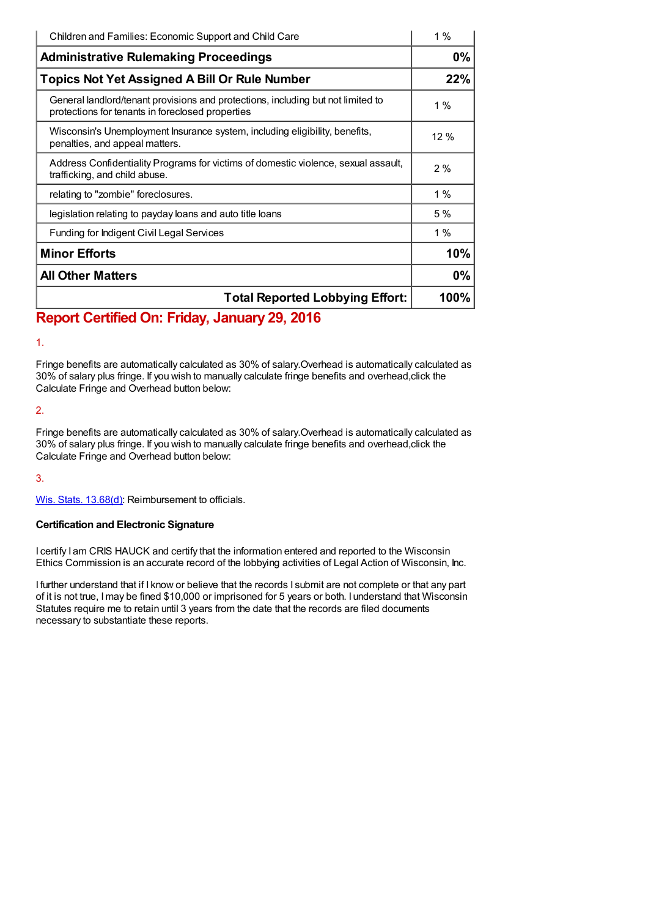| | |
|---|---|
| Children and Families: Economic Support and Child Care | 1 % |
| **Administrative Rulemaking Proceedings** | **0%** |
| **Topics Not Yet Assigned A Bill Or Rule Number** | **22%** |
| General landlord/tenant provisions and protections, including but not limited to protections for tenants in foreclosed properties | 1 % |
| Wisconsin's Unemployment Insurance system, including eligibility, benefits, penalties, and appeal matters. | 12 % |
| Address Confidentiality Programs for victims of domestic violence, sexual assault, trafficking, and child abuse. | 2 % |
| relating to "zombie" foreclosures. | 1 % |
| legislation relating to payday loans and auto title loans | 5 % |
| Funding for Indigent Civil Legal Services | 1 % |
| **Minor Efforts** | **10%** |
| **All Other Matters** | **0%** |
| **Total Reported Lobbying Effort:** | **100%** |

## Report Certified On: Friday, January 29, 2016

1.

Fringe benefits are automatically calculated as 30% of salary.Overhead is automatically calculated as 30% of salary plus fringe. If you wish to manually calculate fringe benefits and overhead,click the Calculate Fringe and Overhead button below:

2.

Fringe benefits are automatically calculated as 30% of salary.Overhead is automatically calculated as 30% of salary plus fringe. If you wish to manually calculate fringe benefits and overhead,click the Calculate Fringe and Overhead button below:

3.

Wis. Stats. 13.68(d): Reimbursement to officials.

**Certification and Electronic Signature**

I certify I am CRIS HAUCK and certify that the information entered and reported to the Wisconsin Ethics Commission is an accurate record of the lobbying activities of Legal Action of Wisconsin, Inc.

I further understand that if I know or believe that the records I submit are not complete or that any part of it is not true, I may be fined $10,000 or imprisoned for 5 years or both. I understand that Wisconsin Statutes require me to retain until 3 years from the date that the records are filed documents necessary to substantiate these reports.